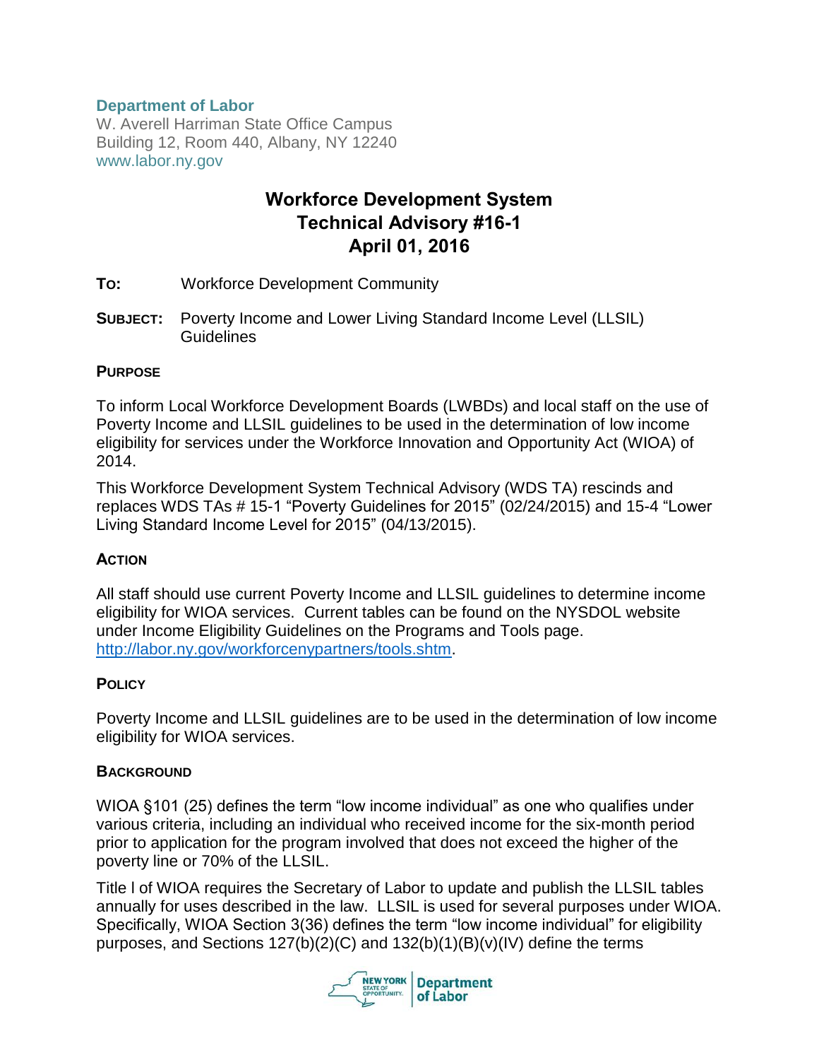**Department of Labor**
W. Averell Harriman State Office Campus
Building 12, Room 440, Albany, NY 12240
www.labor.ny.gov

# Workforce Development System Technical Advisory #16-1 April 01, 2016

**TO:** Workforce Development Community

**SUBJECT:** Poverty Income and Lower Living Standard Income Level (LLSIL) Guidelines

## PURPOSE

To inform Local Workforce Development Boards (LWBDs) and local staff on the use of Poverty Income and LLSIL guidelines to be used in the determination of low income eligibility for services under the Workforce Innovation and Opportunity Act (WIOA) of 2014.

This Workforce Development System Technical Advisory (WDS TA) rescinds and replaces WDS TAs # 15-1 "Poverty Guidelines for 2015" (02/24/2015) and 15-4 "Lower Living Standard Income Level for 2015" (04/13/2015).

## ACTION

All staff should use current Poverty Income and LLSIL guidelines to determine income eligibility for WIOA services. Current tables can be found on the NYSDOL website under Income Eligibility Guidelines on the Programs and Tools page. http://labor.ny.gov/workforcenypartners/tools.shtm.

## POLICY

Poverty Income and LLSIL guidelines are to be used in the determination of low income eligibility for WIOA services.

## BACKGROUND

WIOA §101 (25) defines the term "low income individual" as one who qualifies under various criteria, including an individual who received income for the six-month period prior to application for the program involved that does not exceed the higher of the poverty line or 70% of the LLSIL.

Title I of WIOA requires the Secretary of Labor to update and publish the LLSIL tables annually for uses described in the law. LLSIL is used for several purposes under WIOA. Specifically, WIOA Section 3(36) defines the term "low income individual" for eligibility purposes, and Sections 127(b)(2)(C) and 132(b)(1)(B)(v)(IV) define the terms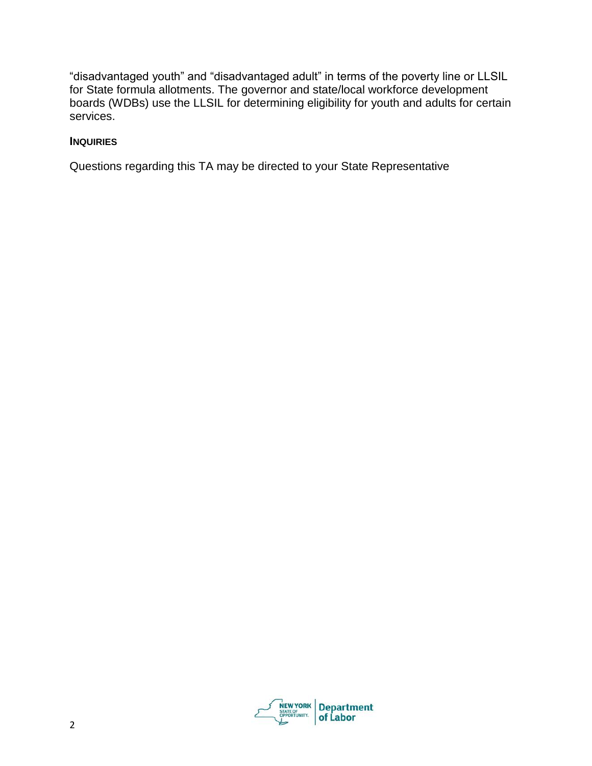"disadvantaged youth" and "disadvantaged adult" in terms of the poverty line or LLSIL for State formula allotments. The governor and state/local workforce development boards (WDBs) use the LLSIL for determining eligibility for youth and adults for certain services.

**INQUIRIES**

Questions regarding this TA may be directed to your State Representative